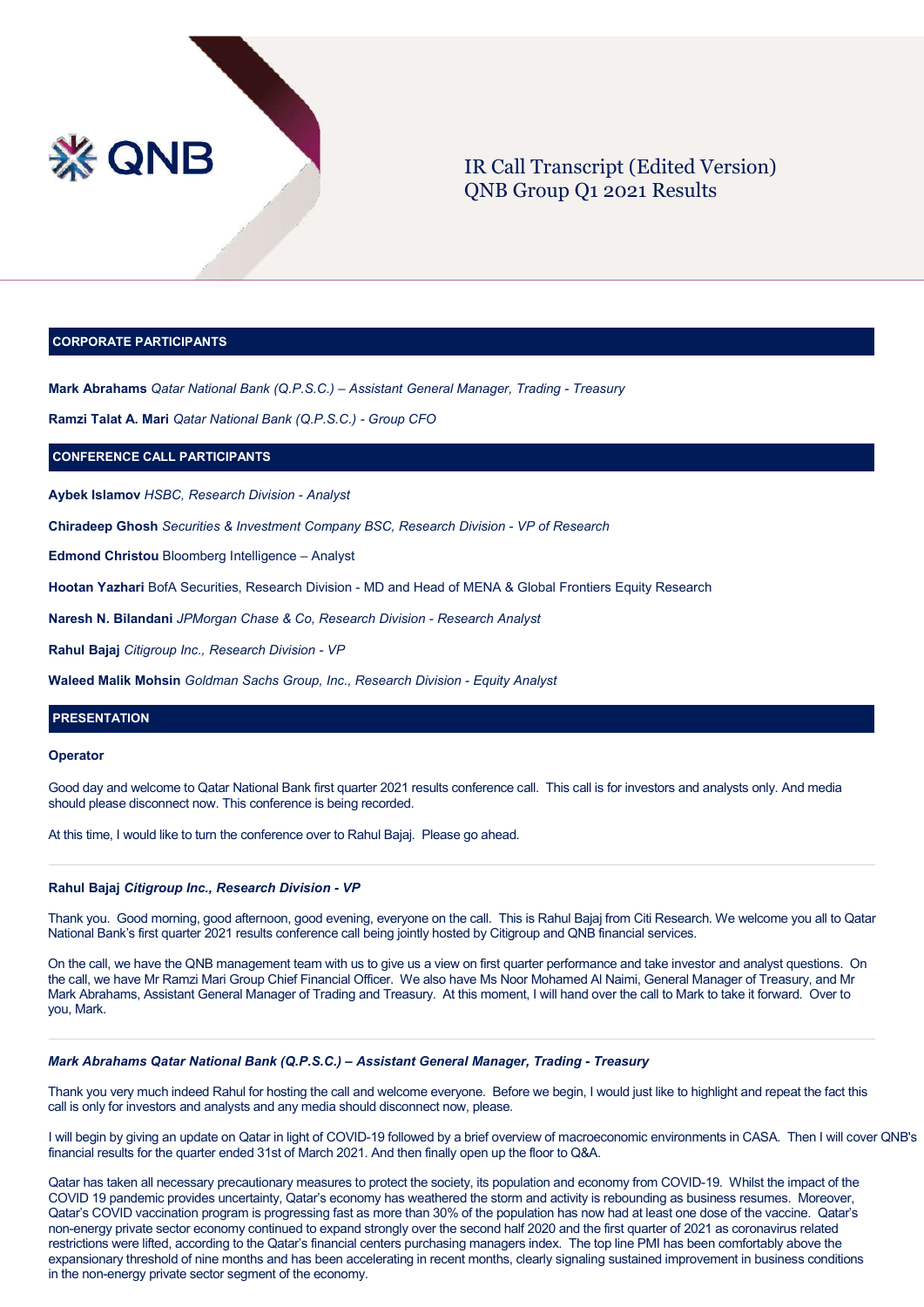QNB

# IR Call Transcript (Edited Version)
# QNB Group Q1 2021 Results

## CORPORATE PARTICIPANTS

**Mark Abrahams** *Qatar National Bank (Q.P.S.C.) – Assistant General Manager, Trading - Treasury*

**Ramzi Talat A. Mari** *Qatar National Bank (Q.P.S.C.) - Group CFO*

## CONFERENCE CALL PARTICIPANTS

**Aybek Islamov** *HSBC, Research Division - Analyst*

**Chiradeep Ghosh** *Securities & Investment Company BSC, Research Division - VP of Research*

**Edmond Christou** Bloomberg Intelligence – Analyst

**Hootan Yazhari** BofA Securities, Research Division - MD and Head of MENA & Global Frontiers Equity Research

**Naresh N. Bilandani** *JPMorgan Chase & Co, Research Division - Research Analyst*

**Rahul Bajaj** *Citigroup Inc., Research Division - VP*

**Waleed Malik Mohsin** *Goldman Sachs Group, Inc., Research Division - Equity Analyst*

## PRESENTATION

**Operator**

Good day and welcome to Qatar National Bank first quarter 2021 results conference call. This call is for investors and analysts only. And media should please disconnect now. This conference is being recorded.

At this time, I would like to turn the conference over to Rahul Bajaj. Please go ahead.

---

**Rahul Bajaj** ***Citigroup Inc., Research Division - VP***

Thank you. Good morning, good afternoon, good evening, everyone on the call. This is Rahul Bajaj from Citi Research. We welcome you all to Qatar National Bank's first quarter 2021 results conference call being jointly hosted by Citigroup and QNB financial services.

On the call, we have the QNB management team with us to give us a view on first quarter performance and take investor and analyst questions. On the call, we have Mr Ramzi Mari Group Chief Financial Officer. We also have Ms Noor Mohamed Al Naimi, General Manager of Treasury, and Mr Mark Abrahams, Assistant General Manager of Trading and Treasury. At this moment, I will hand over the call to Mark to take it forward. Over to you, Mark.

---

***Mark Abrahams Qatar National Bank (Q.P.S.C.) – Assistant General Manager, Trading - Treasury***

Thank you very much indeed Rahul for hosting the call and welcome everyone. Before we begin, I would just like to highlight and repeat the fact this call is only for investors and analysts and any media should disconnect now, please.

I will begin by giving an update on Qatar in light of COVID-19 followed by a brief overview of macroeconomic environments in CASA. Then I will cover QNB's financial results for the quarter ended 31st of March 2021. And then finally open up the floor to Q&A.

Qatar has taken all necessary precautionary measures to protect the society, its population and economy from COVID-19. Whilst the impact of the COVID 19 pandemic provides uncertainty, Qatar's economy has weathered the storm and activity is rebounding as business resumes. Moreover, Qatar's COVID vaccination program is progressing fast as more than 30% of the population has now had at least one dose of the vaccine. Qatar's non-energy private sector economy continued to expand strongly over the second half 2020 and the first quarter of 2021 as coronavirus related restrictions were lifted, according to the Qatar's financial centers purchasing managers index. The top line PMI has been comfortably above the expansionary threshold of nine months and has been accelerating in recent months, clearly signaling sustained improvement in business conditions in the non-energy private sector segment of the economy.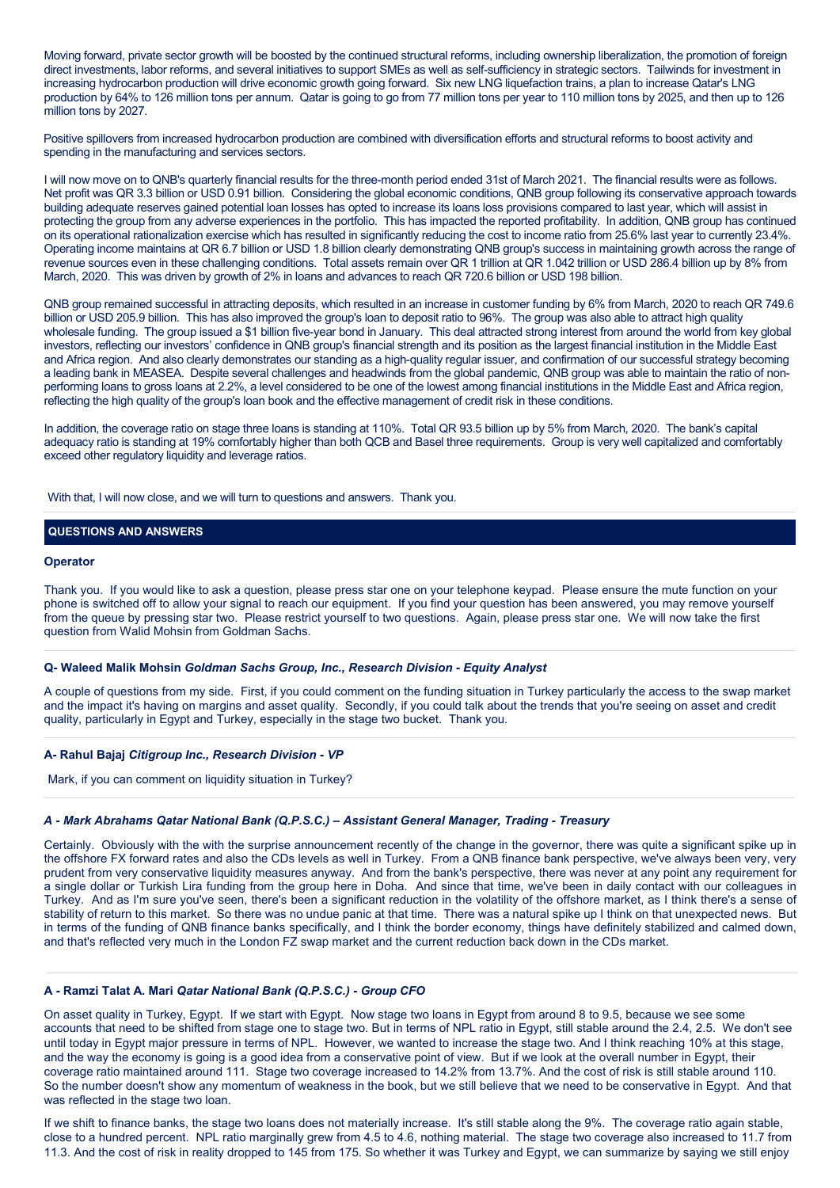Moving forward, private sector growth will be boosted by the continued structural reforms, including ownership liberalization, the promotion of foreign direct investments, labor reforms, and several initiatives to support SMEs as well as self-sufficiency in strategic sectors. Tailwinds for investment in increasing hydrocarbon production will drive economic growth going forward. Six new LNG liquefaction trains, a plan to increase Qatar's LNG production by 64% to 126 million tons per annum. Qatar is going to go from 77 million tons per year to 110 million tons by 2025, and then up to 126 million tons by 2027.

Positive spillovers from increased hydrocarbon production are combined with diversification efforts and structural reforms to boost activity and spending in the manufacturing and services sectors.

I will now move on to QNB's quarterly financial results for the three-month period ended 31st of March 2021. The financial results were as follows. Net profit was QR 3.3 billion or USD 0.91 billion. Considering the global economic conditions, QNB group following its conservative approach towards building adequate reserves gained potential loan losses has opted to increase its loans loss provisions compared to last year, which will assist in protecting the group from any adverse experiences in the portfolio. This has impacted the reported profitability. In addition, QNB group has continued on its operational rationalization exercise which has resulted in significantly reducing the cost to income ratio from 25.6% last year to currently 23.4%. Operating income maintains at QR 6.7 billion or USD 1.8 billion clearly demonstrating QNB group's success in maintaining growth across the range of revenue sources even in these challenging conditions. Total assets remain over QR 1 trillion at QR 1.042 trillion or USD 286.4 billion up by 8% from March, 2020. This was driven by growth of 2% in loans and advances to reach QR 720.6 billion or USD 198 billion.

QNB group remained successful in attracting deposits, which resulted in an increase in customer funding by 6% from March, 2020 to reach QR 749.6 billion or USD 205.9 billion. This has also improved the group's loan to deposit ratio to 96%. The group was also able to attract high quality wholesale funding. The group issued a $1 billion five-year bond in January. This deal attracted strong interest from around the world from key global investors, reflecting our investors' confidence in QNB group's financial strength and its position as the largest financial institution in the Middle East and Africa region. And also clearly demonstrates our standing as a high-quality regular issuer, and confirmation of our successful strategy becoming a leading bank in MEASEA. Despite several challenges and headwinds from the global pandemic, QNB group was able to maintain the ratio of non-performing loans to gross loans at 2.2%, a level considered to be one of the lowest among financial institutions in the Middle East and Africa region, reflecting the high quality of the group's loan book and the effective management of credit risk in these conditions.

In addition, the coverage ratio on stage three loans is standing at 110%. Total QR 93.5 billion up by 5% from March, 2020. The bank's capital adequacy ratio is standing at 19% comfortably higher than both QCB and Basel three requirements. Group is very well capitalized and comfortably exceed other regulatory liquidity and leverage ratios.

With that, I will now close, and we will turn to questions and answers. Thank you.

## QUESTIONS AND ANSWERS

**Operator**

Thank you. If you would like to ask a question, please press star one on your telephone keypad. Please ensure the mute function on your phone is switched off to allow your signal to reach our equipment. If you find your question has been answered, you may remove yourself from the queue by pressing star two. Please restrict yourself to two questions. Again, please press star one. We will now take the first question from Walid Mohsin from Goldman Sachs.

**Q- Waleed Malik Mohsin** ***Goldman Sachs Group, Inc., Research Division - Equity Analyst***

A couple of questions from my side. First, if you could comment on the funding situation in Turkey particularly the access to the swap market and the impact it's having on margins and asset quality. Secondly, if you could talk about the trends that you're seeing on asset and credit quality, particularly in Egypt and Turkey, especially in the stage two bucket. Thank you.

**A- Rahul Bajaj** ***Citigroup Inc., Research Division - VP***

Mark, if you can comment on liquidity situation in Turkey?

***A - Mark Abrahams Qatar National Bank (Q.P.S.C.) – Assistant General Manager, Trading - Treasury***

Certainly. Obviously with the with the surprise announcement recently of the change in the governor, there was quite a significant spike up in the offshore FX forward rates and also the CDs levels as well in Turkey. From a QNB finance bank perspective, we've always been very, very prudent from very conservative liquidity measures anyway. And from the bank's perspective, there was never at any point any requirement for a single dollar or Turkish Lira funding from the group here in Doha. And since that time, we've been in daily contact with our colleagues in Turkey. And as I'm sure you've seen, there's been a significant reduction in the volatility of the offshore market, as I think there's a sense of stability of return to this market. So there was no undue panic at that time. There was a natural spike up I think on that unexpected news. But in terms of the funding of QNB finance banks specifically, and I think the border economy, things have definitely stabilized and calmed down, and that's reflected very much in the London FZ swap market and the current reduction back down in the CDs market.

**A - Ramzi Talat A. Mari** ***Qatar National Bank (Q.P.S.C.) - Group CFO***

On asset quality in Turkey, Egypt. If we start with Egypt. Now stage two loans in Egypt from around 8 to 9.5, because we see some accounts that need to be shifted from stage one to stage two. But in terms of NPL ratio in Egypt, still stable around the 2.4, 2.5. We don't see until today in Egypt major pressure in terms of NPL. However, we wanted to increase the stage two. And I think reaching 10% at this stage, and the way the economy is going is a good idea from a conservative point of view. But if we look at the overall number in Egypt, their coverage ratio maintained around 111. Stage two coverage increased to 14.2% from 13.7%. And the cost of risk is still stable around 110. So the number doesn't show any momentum of weakness in the book, but we still believe that we need to be conservative in Egypt. And that was reflected in the stage two loan.

If we shift to finance banks, the stage two loans does not materially increase. It's still stable along the 9%. The coverage ratio again stable, close to a hundred percent. NPL ratio marginally grew from 4.5 to 4.6, nothing material. The stage two coverage also increased to 11.7 from 11.3. And the cost of risk in reality dropped to 145 from 175. So whether it was Turkey and Egypt, we can summarize by saying we still enjoy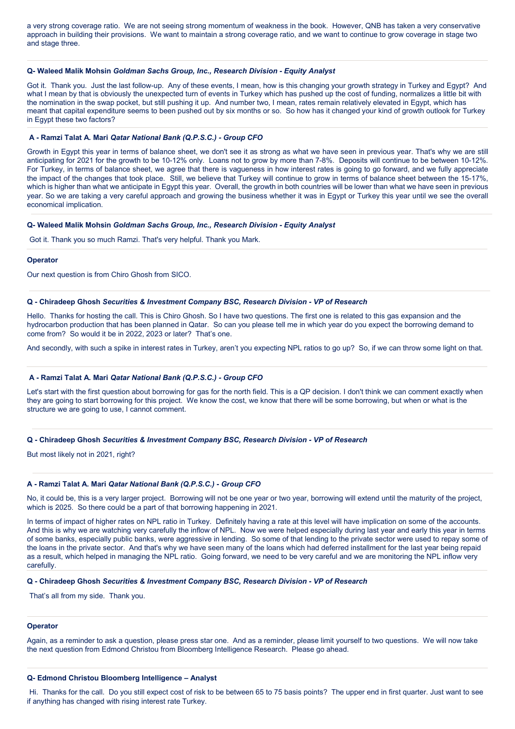a very strong coverage ratio. We are not seeing strong momentum of weakness in the book. However, QNB has taken a very conservative approach in building their provisions. We want to maintain a strong coverage ratio, and we want to continue to grow coverage in stage two and stage three.

---

**Q- Waleed Malik Mohsin** ***Goldman Sachs Group, Inc., Research Division - Equity Analyst***

Got it. Thank you. Just the last follow-up. Any of these events, I mean, how is this changing your growth strategy in Turkey and Egypt? And what I mean by that is obviously the unexpected turn of events in Turkey which has pushed up the cost of funding, normalizes a little bit with the nomination in the swap pocket, but still pushing it up. And number two, I mean, rates remain relatively elevated in Egypt, which has meant that capital expenditure seems to been pushed out by six months or so. So how has it changed your kind of growth outlook for Turkey in Egypt these two factors?

---

**A - Ramzi Talat A. Mari** ***Qatar National Bank (Q.P.S.C.) - Group CFO***

Growth in Egypt this year in terms of balance sheet, we don't see it as strong as what we have seen in previous year. That's why we are still anticipating for 2021 for the growth to be 10-12% only. Loans not to grow by more than 7-8%. Deposits will continue to be between 10-12%. For Turkey, in terms of balance sheet, we agree that there is vagueness in how interest rates is going to go forward, and we fully appreciate the impact of the changes that took place. Still, we believe that Turkey will continue to grow in terms of balance sheet between the 15-17%, which is higher than what we anticipate in Egypt this year. Overall, the growth in both countries will be lower than what we have seen in previous year. So we are taking a very careful approach and growing the business whether it was in Egypt or Turkey this year until we see the overall economical implication.

---

**Q- Waleed Malik Mohsin** ***Goldman Sachs Group, Inc., Research Division - Equity Analyst***

Got it. Thank you so much Ramzi. That's very helpful. Thank you Mark.

---

**Operator**

Our next question is from Chiro Ghosh from SICO.

---

**Q - Chiradeep Ghosh** ***Securities & Investment Company BSC, Research Division - VP of Research***

Hello. Thanks for hosting the call. This is Chiro Ghosh. So I have two questions. The first one is related to this gas expansion and the hydrocarbon production that has been planned in Qatar. So can you please tell me in which year do you expect the borrowing demand to come from? So would it be in 2022, 2023 or later? That's one.

And secondly, with such a spike in interest rates in Turkey, aren't you expecting NPL ratios to go up? So, if we can throw some light on that.

---

**A - Ramzi Talat A. Mari** ***Qatar National Bank (Q.P.S.C.) - Group CFO***

Let's start with the first question about borrowing for gas for the north field. This is a QP decision. I don't think we can comment exactly when they are going to start borrowing for this project. We know the cost, we know that there will be some borrowing, but when or what is the structure we are going to use, I cannot comment.

---

**Q - Chiradeep Ghosh** ***Securities & Investment Company BSC, Research Division - VP of Research***

But most likely not in 2021, right?

---

**A - Ramzi Talat A. Mari** ***Qatar National Bank (Q.P.S.C.) - Group CFO***

No, it could be, this is a very larger project. Borrowing will not be one year or two year, borrowing will extend until the maturity of the project, which is 2025. So there could be a part of that borrowing happening in 2021.

In terms of impact of higher rates on NPL ratio in Turkey. Definitely having a rate at this level will have implication on some of the accounts. And this is why we are watching very carefully the inflow of NPL. Now we were helped especially during last year and early this year in terms of some banks, especially public banks, were aggressive in lending. So some of that lending to the private sector were used to repay some of the loans in the private sector. And that's why we have seen many of the loans which had deferred installment for the last year being repaid as a result, which helped in managing the NPL ratio. Going forward, we need to be very careful and we are monitoring the NPL inflow very carefully.

---

**Q - Chiradeep Ghosh** ***Securities & Investment Company BSC, Research Division - VP of Research***

That's all from my side. Thank you.

---

**Operator**

Again, as a reminder to ask a question, please press star one. And as a reminder, please limit yourself to two questions. We will now take the next question from Edmond Christou from Bloomberg Intelligence Research. Please go ahead.

---

**Q- Edmond Christou Bloomberg Intelligence – Analyst**

Hi. Thanks for the call. Do you still expect cost of risk to be between 65 to 75 basis points? The upper end in first quarter. Just want to see if anything has changed with rising interest rate Turkey.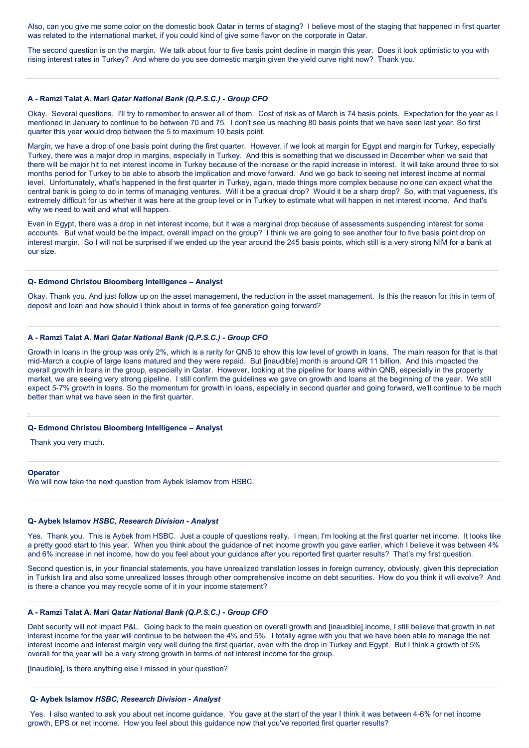Also, can you give me some color on the domestic book Qatar in terms of staging? I believe most of the staging that happened in first quarter was related to the international market, if you could kind of give some flavor on the corporate in Qatar.

The second question is on the margin. We talk about four to five basis point decline in margin this year. Does it look optimistic to you with rising interest rates in Turkey? And where do you see domestic margin given the yield curve right now? Thank you.

---

#### A - Ramzi Talat A. Mari *Qatar National Bank (Q.P.S.C.) - Group CFO*

Okay. Several questions. I'll try to remember to answer all of them. Cost of risk as of March is 74 basis points. Expectation for the year as I mentioned in January to continue to be between 70 and 75. I don't see us reaching 80 basis points that we have seen last year. So first quarter this year would drop between the 5 to maximum 10 basis point.

Margin, we have a drop of one basis point during the first quarter. However, if we look at margin for Egypt and margin for Turkey, especially Turkey, there was a major drop in margins, especially in Turkey. And this is something that we discussed in December when we said that there will be major hit to net interest income in Turkey because of the increase or the rapid increase in interest. It will take around three to six months period for Turkey to be able to absorb the implication and move forward. And we go back to seeing net interest income at normal level. Unfortunately, what's happened in the first quarter in Turkey, again, made things more complex because no one can expect what the central bank is going to do in terms of managing ventures. Will it be a gradual drop? Would it be a sharp drop? So, with that vagueness, it's extremely difficult for us whether it was here at the group level or in Turkey to estimate what will happen in net interest income. And that's why we need to wait and what will happen.

Even in Egypt, there was a drop in net interest income, but it was a marginal drop because of assessments suspending interest for some accounts. But what would be the impact, overall impact on the group? I think we are going to see another four to five basis point drop on interest margin. So I will not be surprised if we ended up the year around the 245 basis points, which still is a very strong NIM for a bank at our size.

---

#### Q- Edmond Christou Bloomberg Intelligence – Analyst

Okay. Thank you. And just follow up on the asset management, the reduction in the asset management. Is this the reason for this in term of deposit and loan and how should I think about in terms of fee generation going forward?

---

#### A - Ramzi Talat A. Mari *Qatar National Bank (Q.P.S.C.) - Group CFO*

Growth in loans in the group was only 2%, which is a rarity for QNB to show this low level of growth in loans. The main reason for that is that mid-March a couple of large loans matured and they were repaid. But [inaudible] month is around QR 11 billion. And this impacted the overall growth in loans in the group, especially in Qatar. However, looking at the pipeline for loans within QNB, especially in the property market, we are seeing very strong pipeline. I still confirm the guidelines we gave on growth and loans at the beginning of the year. We still expect 5-7% growth in loans. So the momentum for growth in loans, especially in second quarter and going forward, we'll continue to be much better than what we have seen in the first quarter.

.

---

#### Q- Edmond Christou Bloomberg Intelligence – Analyst

Thank you very much.

---

**Operator**
We will now take the next question from Aybek Islamov from HSBC.

---

#### Q- Aybek Islamov *HSBC, Research Division - Analyst*

Yes. Thank you. This is Aybek from HSBC. Just a couple of questions really. I mean, I'm looking at the first quarter net income. It looks like a pretty good start to this year. When you think about the guidance of net income growth you gave earlier, which I believe it was between 4% and 6% increase in net income, how do you feel about your guidance after you reported first quarter results? That's my first question.

Second question is, in your financial statements, you have unrealized translation losses in foreign currency, obviously, given this depreciation in Turkish lira and also some unrealized losses through other comprehensive income on debt securities. How do you think it will evolve? And is there a chance you may recycle some of it in your income statement?

---

#### A - Ramzi Talat A. Mari *Qatar National Bank (Q.P.S.C.) - Group CFO*

Debt security will not impact P&L. Going back to the main question on overall growth and [inaudible] income, I still believe that growth in net interest income for the year will continue to be between the 4% and 5%. I totally agree with you that we have been able to manage the net interest income and interest margin very well during the first quarter, even with the drop in Turkey and Egypt. But I think a growth of 5% overall for the year will be a very strong growth in terms of net interest income for the group.

[Inaudible], is there anything else I missed in your question?

---

#### Q- Aybek Islamov *HSBC, Research Division - Analyst*

Yes. I also wanted to ask you about net income guidance. You gave at the start of the year I think it was between 4-6% for net income growth, EPS or net income. How you feel about this guidance now that you've reported first quarter results?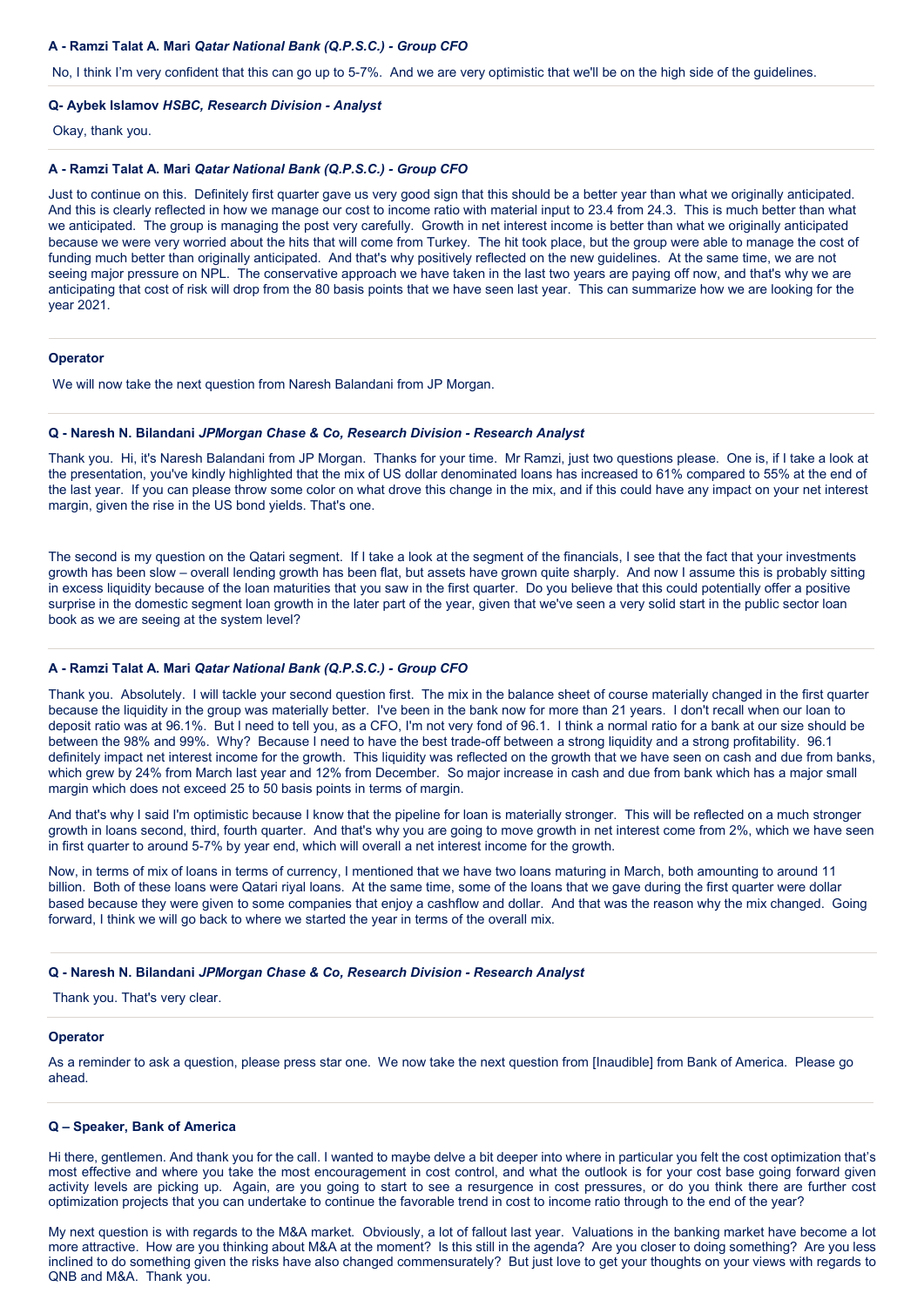**A - Ramzi Talat A. Mari** ***Qatar National Bank (Q.P.S.C.) - Group CFO***

No, I think I'm very confident that this can go up to 5-7%. And we are very optimistic that we'll be on the high side of the guidelines.

**Q- Aybek Islamov** ***HSBC, Research Division - Analyst***

Okay, thank you.

**A - Ramzi Talat A. Mari** ***Qatar National Bank (Q.P.S.C.) - Group CFO***

Just to continue on this. Definitely first quarter gave us very good sign that this should be a better year than what we originally anticipated. And this is clearly reflected in how we manage our cost to income ratio with material input to 23.4 from 24.3. This is much better than what we anticipated. The group is managing the post very carefully. Growth in net interest income is better than what we originally anticipated because we were very worried about the hits that will come from Turkey. The hit took place, but the group were able to manage the cost of funding much better than originally anticipated. And that's why positively reflected on the new guidelines. At the same time, we are not seeing major pressure on NPL. The conservative approach we have taken in the last two years are paying off now, and that's why we are anticipating that cost of risk will drop from the 80 basis points that we have seen last year. This can summarize how we are looking for the year 2021.

**Operator**

We will now take the next question from Naresh Balandani from JP Morgan.

**Q - Naresh N. Bilandani** ***JPMorgan Chase & Co, Research Division - Research Analyst***

Thank you. Hi, it's Naresh Balandani from JP Morgan. Thanks for your time. Mr Ramzi, just two questions please. One is, if I take a look at the presentation, you've kindly highlighted that the mix of US dollar denominated loans has increased to 61% compared to 55% at the end of the last year. If you can please throw some color on what drove this change in the mix, and if this could have any impact on your net interest margin, given the rise in the US bond yields. That's one.

The second is my question on the Qatari segment. If I take a look at the segment of the financials, I see that the fact that your investments growth has been slow – overall lending growth has been flat, but assets have grown quite sharply. And now I assume this is probably sitting in excess liquidity because of the loan maturities that you saw in the first quarter. Do you believe that this could potentially offer a positive surprise in the domestic segment loan growth in the later part of the year, given that we've seen a very solid start in the public sector loan book as we are seeing at the system level?

**A - Ramzi Talat A. Mari** ***Qatar National Bank (Q.P.S.C.) - Group CFO***

Thank you. Absolutely. I will tackle your second question first. The mix in the balance sheet of course materially changed in the first quarter because the liquidity in the group was materially better. I've been in the bank now for more than 21 years. I don't recall when our loan to deposit ratio was at 96.1%. But I need to tell you, as a CFO, I'm not very fond of 96.1. I think a normal ratio for a bank at our size should be between the 98% and 99%. Why? Because I need to have the best trade-off between a strong liquidity and a strong profitability. 96.1 definitely impact net interest income for the growth. This liquidity was reflected on the growth that we have seen on cash and due from banks, which grew by 24% from March last year and 12% from December. So major increase in cash and due from bank which has a major small margin which does not exceed 25 to 50 basis points in terms of margin.

And that's why I said I'm optimistic because I know that the pipeline for loan is materially stronger. This will be reflected on a much stronger growth in loans second, third, fourth quarter. And that's why you are going to move growth in net interest come from 2%, which we have seen in first quarter to around 5-7% by year end, which will overall a net interest income for the growth.

Now, in terms of mix of loans in terms of currency, I mentioned that we have two loans maturing in March, both amounting to around 11 billion. Both of these loans were Qatari riyal loans. At the same time, some of the loans that we gave during the first quarter were dollar based because they were given to some companies that enjoy a cashflow and dollar. And that was the reason why the mix changed. Going forward, I think we will go back to where we started the year in terms of the overall mix.

**Q - Naresh N. Bilandani** ***JPMorgan Chase & Co, Research Division - Research Analyst***

Thank you. That's very clear.

**Operator**

As a reminder to ask a question, please press star one. We now take the next question from [Inaudible] from Bank of America. Please go ahead.

**Q – Speaker, Bank of America**

Hi there, gentlemen. And thank you for the call. I wanted to maybe delve a bit deeper into where in particular you felt the cost optimization that's most effective and where you take the most encouragement in cost control, and what the outlook is for your cost base going forward given activity levels are picking up. Again, are you going to start to see a resurgence in cost pressures, or do you think there are further cost optimization projects that you can undertake to continue the favorable trend in cost to income ratio through to the end of the year?

My next question is with regards to the M&A market. Obviously, a lot of fallout last year. Valuations in the banking market have become a lot more attractive. How are you thinking about M&A at the moment? Is this still in the agenda? Are you closer to doing something? Are you less inclined to do something given the risks have also changed commensurately? But just love to get your thoughts on your views with regards to QNB and M&A. Thank you.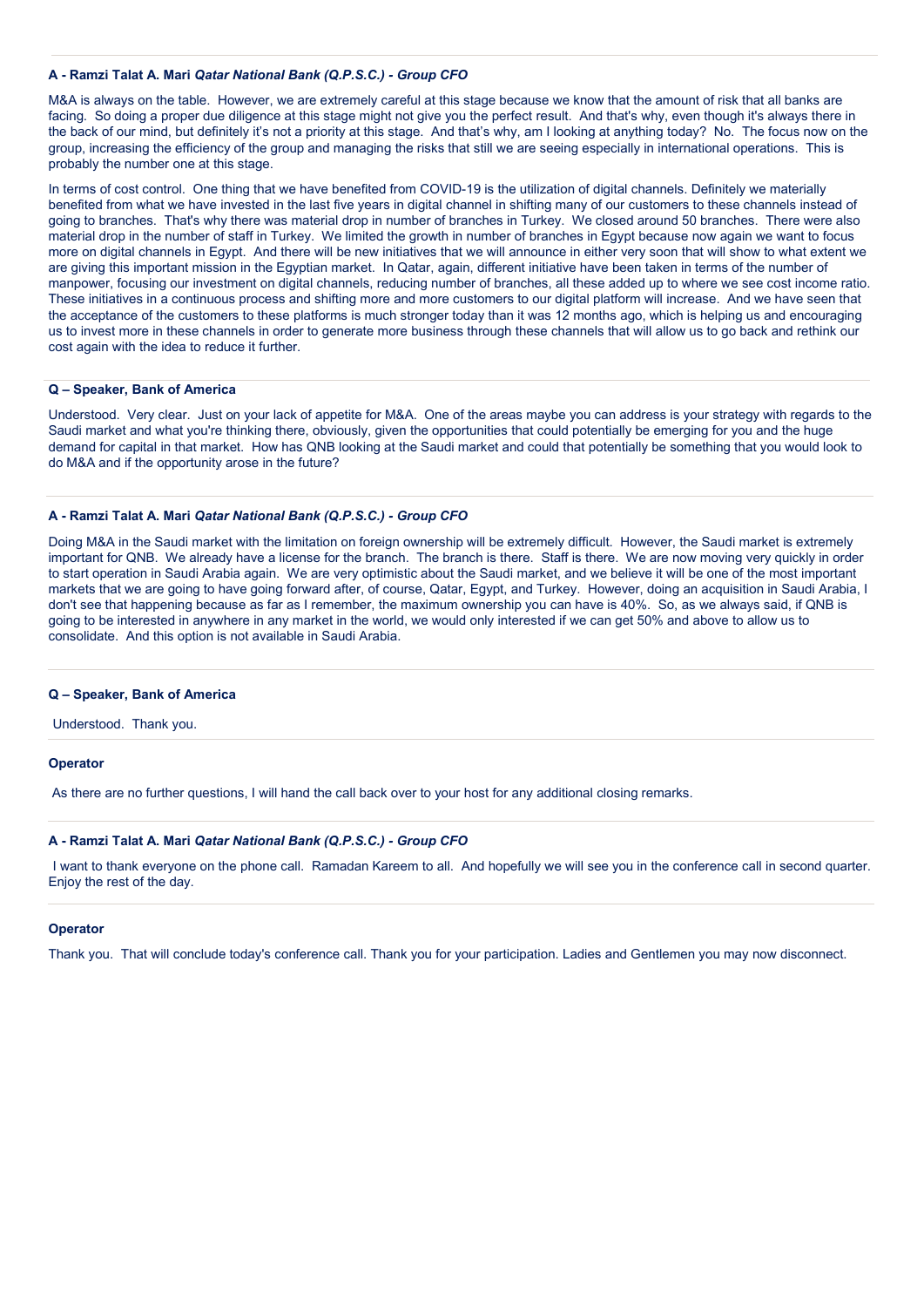**A - Ramzi Talat A. Mari** ***Qatar National Bank (Q.P.S.C.) - Group CFO***

M&A is always on the table. However, we are extremely careful at this stage because we know that the amount of risk that all banks are facing. So doing a proper due diligence at this stage might not give you the perfect result. And that's why, even though it's always there in the back of our mind, but definitely it's not a priority at this stage. And that's why, am I looking at anything today? No. The focus now on the group, increasing the efficiency of the group and managing the risks that still we are seeing especially in international operations. This is probably the number one at this stage.

In terms of cost control. One thing that we have benefited from COVID-19 is the utilization of digital channels. Definitely we materially benefited from what we have invested in the last five years in digital channel in shifting many of our customers to these channels instead of going to branches. That's why there was material drop in number of branches in Turkey. We closed around 50 branches. There were also material drop in the number of staff in Turkey. We limited the growth in number of branches in Egypt because now again we want to focus more on digital channels in Egypt. And there will be new initiatives that we will announce in either very soon that will show to what extent we are giving this important mission in the Egyptian market. In Qatar, again, different initiative have been taken in terms of the number of manpower, focusing our investment on digital channels, reducing number of branches, all these added up to where we see cost income ratio. These initiatives in a continuous process and shifting more and more customers to our digital platform will increase. And we have seen that the acceptance of the customers to these platforms is much stronger today than it was 12 months ago, which is helping us and encouraging us to invest more in these channels in order to generate more business through these channels that will allow us to go back and rethink our cost again with the idea to reduce it further.

**Q – Speaker, Bank of America**

Understood. Very clear. Just on your lack of appetite for M&A. One of the areas maybe you can address is your strategy with regards to the Saudi market and what you're thinking there, obviously, given the opportunities that could potentially be emerging for you and the huge demand for capital in that market. How has QNB looking at the Saudi market and could that potentially be something that you would look to do M&A and if the opportunity arose in the future?

**A - Ramzi Talat A. Mari** ***Qatar National Bank (Q.P.S.C.) - Group CFO***

Doing M&A in the Saudi market with the limitation on foreign ownership will be extremely difficult. However, the Saudi market is extremely important for QNB. We already have a license for the branch. The branch is there. Staff is there. We are now moving very quickly in order to start operation in Saudi Arabia again. We are very optimistic about the Saudi market, and we believe it will be one of the most important markets that we are going to have going forward after, of course, Qatar, Egypt, and Turkey. However, doing an acquisition in Saudi Arabia, I don't see that happening because as far as I remember, the maximum ownership you can have is 40%. So, as we always said, if QNB is going to be interested in anywhere in any market in the world, we would only interested if we can get 50% and above to allow us to consolidate. And this option is not available in Saudi Arabia.

**Q – Speaker, Bank of America**

Understood. Thank you.

**Operator**

As there are no further questions, I will hand the call back over to your host for any additional closing remarks.

**A - Ramzi Talat A. Mari** ***Qatar National Bank (Q.P.S.C.) - Group CFO***

I want to thank everyone on the phone call. Ramadan Kareem to all. And hopefully we will see you in the conference call in second quarter. Enjoy the rest of the day.

**Operator**

Thank you. That will conclude today's conference call. Thank you for your participation. Ladies and Gentlemen you may now disconnect.